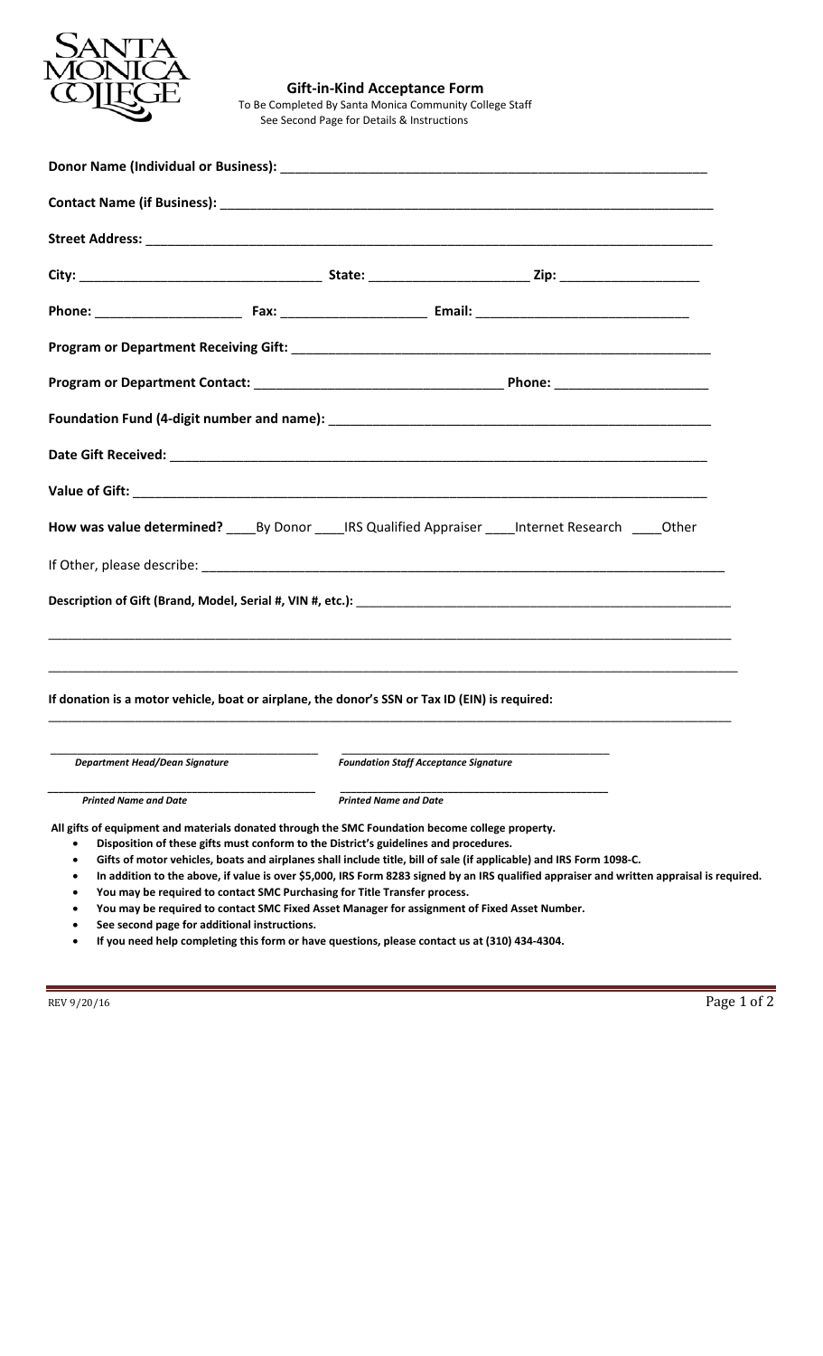SANTA MONICA COLLEGE

# Gift-in-Kind Acceptance Form

To Be Completed By Santa Monica Community College Staff
See Second Page for Details & Instructions

**Donor Name (Individual or Business):** ____________________________________________________________

**Contact Name (if Business):** ____________________________________________________________________

**Street Address:** _______________________________________________________________________________

**City:** ________________________________ **State:** _____________________ **Zip:** ___________________

**Phone:** ___________________ **Fax:** ___________________ **Email:** ____________________________

**Program or Department Receiving Gift:** _________________________________________________________

**Program or Department Contact:** _________________________________ **Phone:** ____________________

**Foundation Fund (4-digit number and name):** ____________________________________________________

**Date Gift Received:** ____________________________________________________________________________

**Value of Gift:** _________________________________________________________________________________

**How was value determined?** ____By Donor ____IRS Qualified Appraiser ____Internet Research ____Other

If Other, please describe: ___________________________________________________________________________

**Description of Gift (Brand, Model, Serial #, VIN #, etc.):** ______________________________________________

_____________________________________________________________________________________________

_____________________________________________________________________________________________

**If donation is a motor vehicle, boat or airplane, the donor's SSN or Tax ID (EIN) is required:**

_____________________________________________________________________________________________

| _______________________________ | _______________________________ |
|---|---|
| ***Department Head/Dean Signature*** | ***Foundation Staff Acceptance Signature*** |
| _______________________________ | _______________________________ |
| ***Printed Name and Date*** | ***Printed Name and Date*** |

**All gifts of equipment and materials donated through the SMC Foundation become college property.**

- **Disposition of these gifts must conform to the District's guidelines and procedures.**
- **Gifts of motor vehicles, boats and airplanes shall include title, bill of sale (if applicable) and IRS Form 1098-C.**
- **In addition to the above, if value is over $5,000, IRS Form 8283 signed by an IRS qualified appraiser and written appraisal is required.**
- **You may be required to contact SMC Purchasing for Title Transfer process.**
- **You may be required to contact SMC Fixed Asset Manager for assignment of Fixed Asset Number.**
- **See second page for additional instructions.**
- **If you need help completing this form or have questions, please contact us at (310) 434-4304.**

REV 9/20/16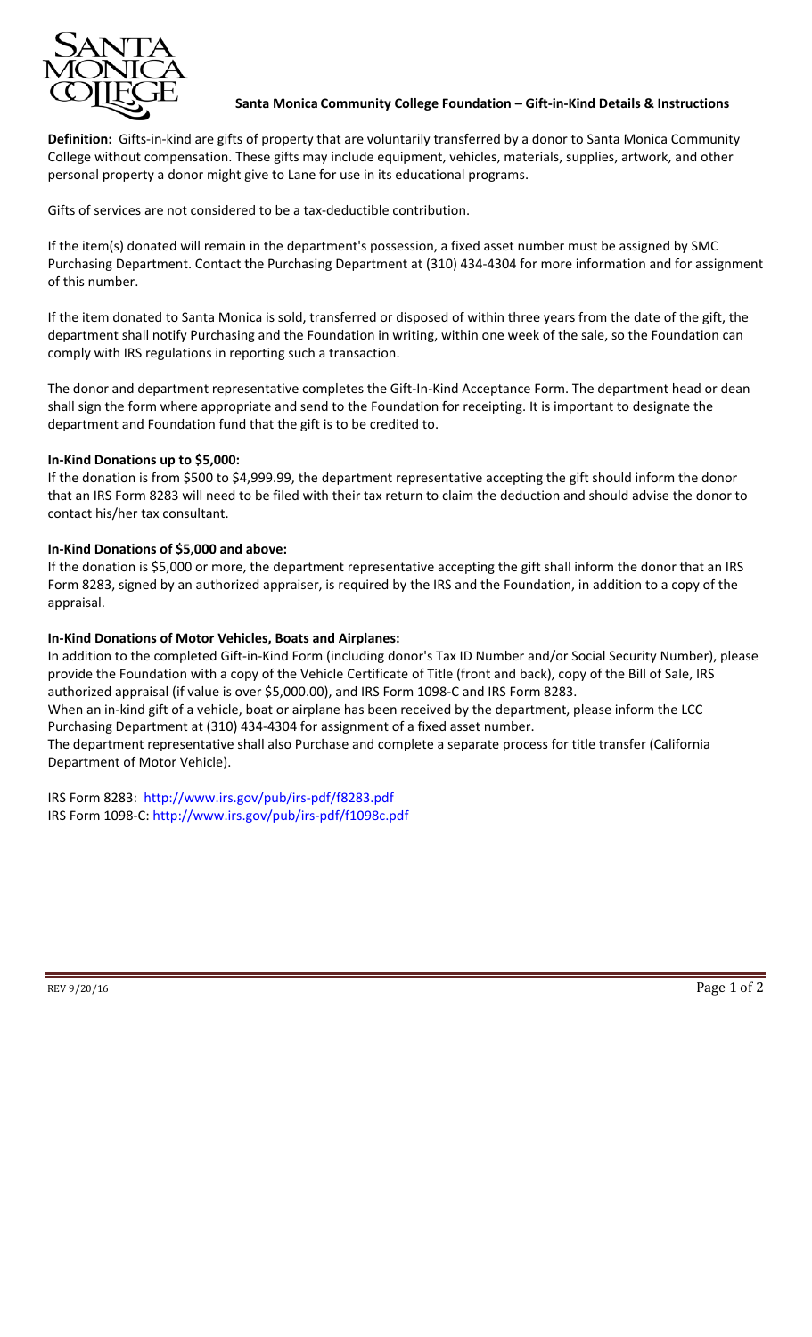**Santa Monica Community College Foundation – Gift-in-Kind Details & Instructions**

**Definition:** Gifts-in-kind are gifts of property that are voluntarily transferred by a donor to Santa Monica Community College without compensation. These gifts may include equipment, vehicles, materials, supplies, artwork, and other personal property a donor might give to Lane for use in its educational programs.

Gifts of services are not considered to be a tax-deductible contribution.

If the item(s) donated will remain in the department's possession, a fixed asset number must be assigned by SMC Purchasing Department. Contact the Purchasing Department at (310) 434-4304 for more information and for assignment of this number.

If the item donated to Santa Monica is sold, transferred or disposed of within three years from the date of the gift, the department shall notify Purchasing and the Foundation in writing, within one week of the sale, so the Foundation can comply with IRS regulations in reporting such a transaction.

The donor and department representative completes the Gift-In-Kind Acceptance Form. The department head or dean shall sign the form where appropriate and send to the Foundation for receipting. It is important to designate the department and Foundation fund that the gift is to be credited to.

**In-Kind Donations up to $5,000:**

If the donation is from $500 to $4,999.99, the department representative accepting the gift should inform the donor that an IRS Form 8283 will need to be filed with their tax return to claim the deduction and should advise the donor to contact his/her tax consultant.

**In-Kind Donations of $5,000 and above:**

If the donation is $5,000 or more, the department representative accepting the gift shall inform the donor that an IRS Form 8283, signed by an authorized appraiser, is required by the IRS and the Foundation, in addition to a copy of the appraisal.

**In-Kind Donations of Motor Vehicles, Boats and Airplanes:**

In addition to the completed Gift-in-Kind Form (including donor's Tax ID Number and/or Social Security Number), please provide the Foundation with a copy of the Vehicle Certificate of Title (front and back), copy of the Bill of Sale, IRS authorized appraisal (if value is over $5,000.00), and IRS Form 1098-C and IRS Form 8283.

When an in-kind gift of a vehicle, boat or airplane has been received by the department, please inform the LCC Purchasing Department at (310) 434-4304 for assignment of a fixed asset number.

The department representative shall also Purchase and complete a separate process for title transfer (California Department of Motor Vehicle).

IRS Form 8283: http://www.irs.gov/pub/irs-pdf/f8283.pdf

IRS Form 1098-C: http://www.irs.gov/pub/irs-pdf/f1098c.pdf

REV 9/20/16